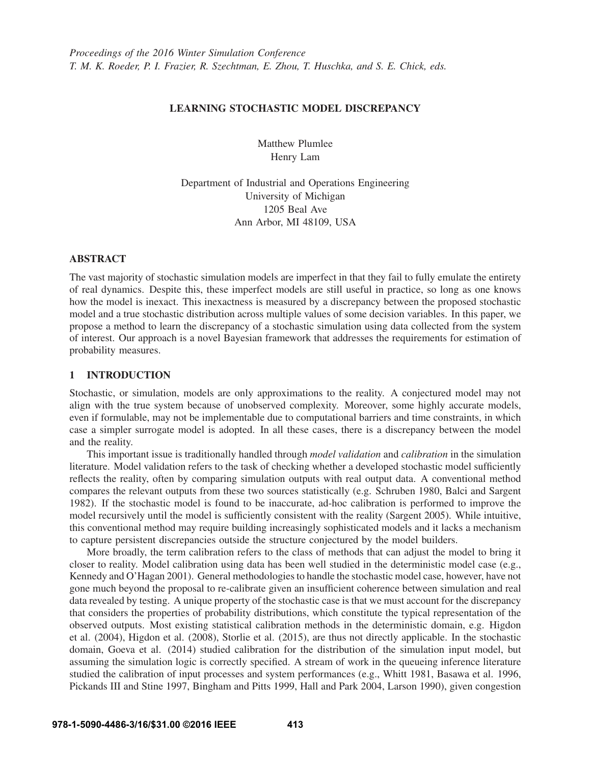Proceedings of the 2016 Winter Simulation Conference
T. M. K. Roeder, P. I. Frazier, R. Szechtman, E. Zhou, T. Huschka, and S. E. Chick, eds.

# LEARNING STOCHASTIC MODEL DISCREPANCY

Matthew Plumlee
Henry Lam

Department of Industrial and Operations Engineering
University of Michigan
1205 Beal Ave
Ann Arbor, MI 48109, USA

## ABSTRACT

The vast majority of stochastic simulation models are imperfect in that they fail to fully emulate the entirety of real dynamics. Despite this, these imperfect models are still useful in practice, so long as one knows how the model is inexact. This inexactness is measured by a discrepancy between the proposed stochastic model and a true stochastic distribution across multiple values of some decision variables. In this paper, we propose a method to learn the discrepancy of a stochastic simulation using data collected from the system of interest. Our approach is a novel Bayesian framework that addresses the requirements for estimation of probability measures.

## 1 INTRODUCTION

Stochastic, or simulation, models are only approximations to the reality. A conjectured model may not align with the true system because of unobserved complexity. Moreover, some highly accurate models, even if formulable, may not be implementable due to computational barriers and time constraints, in which case a simpler surrogate model is adopted. In all these cases, there is a discrepancy between the model and the reality.

This important issue is traditionally handled through *model validation* and *calibration* in the simulation literature. Model validation refers to the task of checking whether a developed stochastic model sufficiently reflects the reality, often by comparing simulation outputs with real output data. A conventional method compares the relevant outputs from these two sources statistically (e.g. Schruben 1980, Balci and Sargent 1982). If the stochastic model is found to be inaccurate, ad-hoc calibration is performed to improve the model recursively until the model is sufficiently consistent with the reality (Sargent 2005). While intuitive, this conventional method may require building increasingly sophisticated models and it lacks a mechanism to capture persistent discrepancies outside the structure conjectured by the model builders.

More broadly, the term calibration refers to the class of methods that can adjust the model to bring it closer to reality. Model calibration using data has been well studied in the deterministic model case (e.g., Kennedy and O'Hagan 2001). General methodologies to handle the stochastic model case, however, have not gone much beyond the proposal to re-calibrate given an insufficient coherence between simulation and real data revealed by testing. A unique property of the stochastic case is that we must account for the discrepancy that considers the properties of probability distributions, which constitute the typical representation of the observed outputs. Most existing statistical calibration methods in the deterministic domain, e.g. Higdon et al. (2004), Higdon et al. (2008), Storlie et al. (2015), are thus not directly applicable. In the stochastic domain, Goeva et al. (2014) studied calibration for the distribution of the simulation input model, but assuming the simulation logic is correctly specified. A stream of work in the queueing inference literature studied the calibration of input processes and system performances (e.g., Whitt 1981, Basawa et al. 1996, Pickands III and Stine 1997, Bingham and Pitts 1999, Hall and Park 2004, Larson 1990), given congestion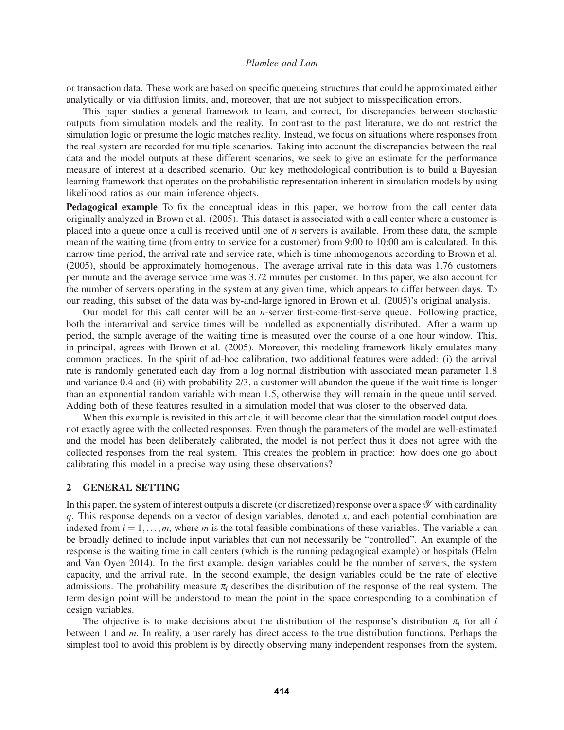or transaction data. These work are based on specific queueing structures that could be approximated either analytically or via diffusion limits, and, moreover, that are not subject to misspecification errors.

This paper studies a general framework to learn, and correct, for discrepancies between stochastic outputs from simulation models and the reality. In contrast to the past literature, we do not restrict the simulation logic or presume the logic matches reality. Instead, we focus on situations where responses from the real system are recorded for multiple scenarios. Taking into account the discrepancies between the real data and the model outputs at these different scenarios, we seek to give an estimate for the performance measure of interest at a described scenario. Our key methodological contribution is to build a Bayesian learning framework that operates on the probabilistic representation inherent in simulation models by using likelihood ratios as our main inference objects.

**Pedagogical example** To fix the conceptual ideas in this paper, we borrow from the call center data originally analyzed in Brown et al. (2005). This dataset is associated with a call center where a customer is placed into a queue once a call is received until one of $n$ servers is available. From these data, the sample mean of the waiting time (from entry to service for a customer) from 9:00 to 10:00 am is calculated. In this narrow time period, the arrival rate and service rate, which is time inhomogenous according to Brown et al. (2005), should be approximately homogenous. The average arrival rate in this data was 1.76 customers per minute and the average service time was 3.72 minutes per customer. In this paper, we also account for the number of servers operating in the system at any given time, which appears to differ between days. To our reading, this subset of the data was by-and-large ignored in Brown et al. (2005)'s original analysis.

Our model for this call center will be an $n$-server first-come-first-serve queue. Following practice, both the interarrival and service times will be modelled as exponentially distributed. After a warm up period, the sample average of the waiting time is measured over the course of a one hour window. This, in principal, agrees with Brown et al. (2005). Moreover, this modeling framework likely emulates many common practices. In the spirit of ad-hoc calibration, two additional features were added: (i) the arrival rate is randomly generated each day from a log normal distribution with associated mean parameter 1.8 and variance 0.4 and (ii) with probability 2/3, a customer will abandon the queue if the wait time is longer than an exponential random variable with mean 1.5, otherwise they will remain in the queue until served. Adding both of these features resulted in a simulation model that was closer to the observed data.

When this example is revisited in this article, it will become clear that the simulation model output does not exactly agree with the collected responses. Even though the parameters of the model are well-estimated and the model has been deliberately calibrated, the model is not perfect thus it does not agree with the collected responses from the real system. This creates the problem in practice: how does one go about calibrating this model in a precise way using these observations?

## 2 GENERAL SETTING

In this paper, the system of interest outputs a discrete (or discretized) response over a space $\mathscr{Y}$ with cardinality $q$. This response depends on a vector of design variables, denoted $x$, and each potential combination are indexed from $i = 1, \ldots, m$, where $m$ is the total feasible combinations of these variables. The variable $x$ can be broadly defined to include input variables that can not necessarily be "controlled". An example of the response is the waiting time in call centers (which is the running pedagogical example) or hospitals (Helm and Van Oyen 2014). In the first example, design variables could be the number of servers, the system capacity, and the arrival rate. In the second example, the design variables could be the rate of elective admissions. The probability measure $\pi_i$ describes the distribution of the response of the real system. The term design point will be understood to mean the point in the space corresponding to a combination of design variables.

The objective is to make decisions about the distribution of the response's distribution $\pi_i$ for all $i$ between 1 and $m$. In reality, a user rarely has direct access to the true distribution functions. Perhaps the simplest tool to avoid this problem is by directly observing many independent responses from the system,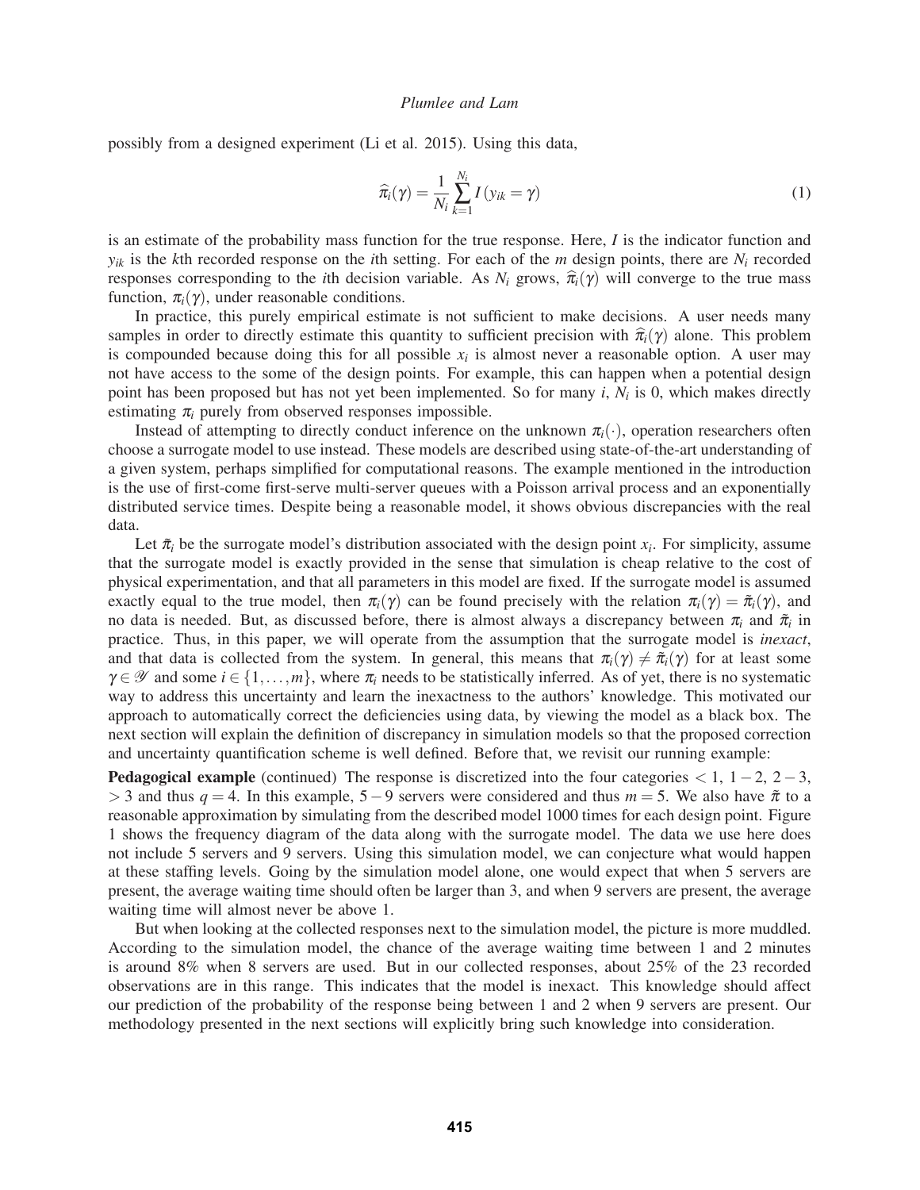possibly from a designed experiment (Li et al. 2015). Using this data,

$$\widehat{\pi}_i(\gamma) = \frac{1}{N_i} \sum_{k=1}^{N_i} I(y_{ik} = \gamma) \tag{1}$$

is an estimate of the probability mass function for the true response. Here, $I$ is the indicator function and $y_{ik}$ is the $k$th recorded response on the $i$th setting. For each of the $m$ design points, there are $N_i$ recorded responses corresponding to the $i$th decision variable. As $N_i$ grows, $\widehat{\pi}_i(\gamma)$ will converge to the true mass function, $\pi_i(\gamma)$, under reasonable conditions.

In practice, this purely empirical estimate is not sufficient to make decisions. A user needs many samples in order to directly estimate this quantity to sufficient precision with $\widehat{\pi}_i(\gamma)$ alone. This problem is compounded because doing this for all possible $x_i$ is almost never a reasonable option. A user may not have access to the some of the design points. For example, this can happen when a potential design point has been proposed but has not yet been implemented. So for many $i$, $N_i$ is 0, which makes directly estimating $\pi_i$ purely from observed responses impossible.

Instead of attempting to directly conduct inference on the unknown $\pi_i(\cdot)$, operation researchers often choose a surrogate model to use instead. These models are described using state-of-the-art understanding of a given system, perhaps simplified for computational reasons. The example mentioned in the introduction is the use of first-come first-serve multi-server queues with a Poisson arrival process and an exponentially distributed service times. Despite being a reasonable model, it shows obvious discrepancies with the real data.

Let $\tilde{\pi}_i$ be the surrogate model's distribution associated with the design point $x_i$. For simplicity, assume that the surrogate model is exactly provided in the sense that simulation is cheap relative to the cost of physical experimentation, and that all parameters in this model are fixed. If the surrogate model is assumed exactly equal to the true model, then $\pi_i(\gamma)$ can be found precisely with the relation $\pi_i(\gamma) = \tilde{\pi}_i(\gamma)$, and no data is needed. But, as discussed before, there is almost always a discrepancy between $\pi_i$ and $\tilde{\pi}_i$ in practice. Thus, in this paper, we will operate from the assumption that the surrogate model is *inexact*, and that data is collected from the system. In general, this means that $\pi_i(\gamma) \neq \tilde{\pi}_i(\gamma)$ for at least some $\gamma \in \mathscr{Y}$ and some $i \in \{1, \ldots, m\}$, where $\pi_i$ needs to be statistically inferred. As of yet, there is no systematic way to address this uncertainty and learn the inexactness to the authors' knowledge. This motivated our approach to automatically correct the deficiencies using data, by viewing the model as a black box. The next section will explain the definition of discrepancy in simulation models so that the proposed correction and uncertainty quantification scheme is well defined. Before that, we revisit our running example:

**Pedagogical example** (continued) The response is discretized into the four categories $< 1$, $1-2$, $2-3$, $> 3$ and thus $q = 4$. In this example, $5-9$ servers were considered and thus $m = 5$. We also have $\tilde{\pi}$ to a reasonable approximation by simulating from the described model 1000 times for each design point. Figure 1 shows the frequency diagram of the data along with the surrogate model. The data we use here does not include 5 servers and 9 servers. Using this simulation model, we can conjecture what would happen at these staffing levels. Going by the simulation model alone, one would expect that when 5 servers are present, the average waiting time should often be larger than 3, and when 9 servers are present, the average waiting time will almost never be above 1.

But when looking at the collected responses next to the simulation model, the picture is more muddled. According to the simulation model, the chance of the average waiting time between 1 and 2 minutes is around 8% when 8 servers are used. But in our collected responses, about 25% of the 23 recorded observations are in this range. This indicates that the model is inexact. This knowledge should affect our prediction of the probability of the response being between 1 and 2 when 9 servers are present. Our methodology presented in the next sections will explicitly bring such knowledge into consideration.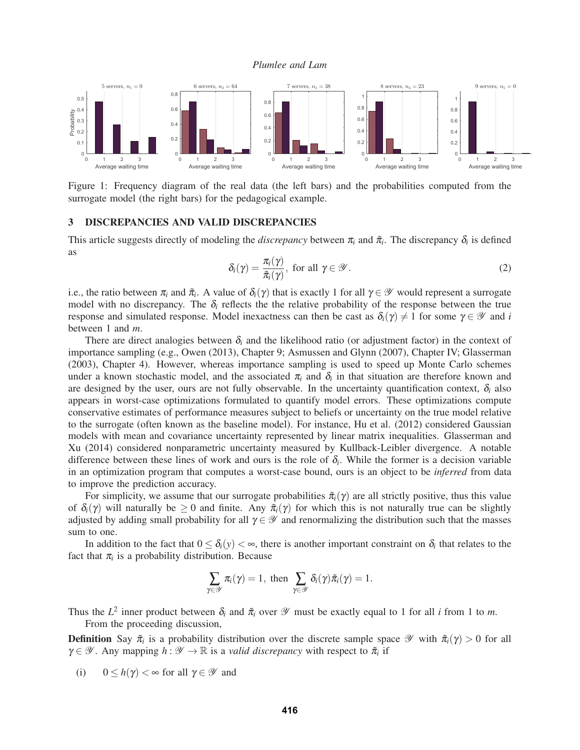Figure 1: Frequency diagram of the real data (the left bars) and the probabilities computed from the surrogate model (the right bars) for the pedagogical example.

## 3 DISCREPANCIES AND VALID DISCREPANCIES

This article suggests directly modeling the *discrepancy* between $\pi_i$ and $\tilde{\pi}_i$. The discrepancy $\delta_i$ is defined as

$$\delta_i(\gamma) = \frac{\pi_i(\gamma)}{\tilde{\pi}_i(\gamma)}, \text{ for all } \gamma \in \mathscr{Y}. \tag{2}$$

i.e., the ratio between $\pi_i$ and $\tilde{\pi}_i$. A value of $\delta_i(\gamma)$ that is exactly 1 for all $\gamma \in \mathscr{Y}$ would represent a surrogate model with no discrepancy. The $\delta_i$ reflects the the relative probability of the response between the true response and simulated response. Model inexactness can then be cast as $\delta_i(\gamma) \neq 1$ for some $\gamma \in \mathscr{Y}$ and $i$ between 1 and $m$.

There are direct analogies between $\delta_i$ and the likelihood ratio (or adjustment factor) in the context of importance sampling (e.g., Owen (2013), Chapter 9; Asmussen and Glynn (2007), Chapter IV; Glasserman (2003), Chapter 4). However, whereas importance sampling is used to speed up Monte Carlo schemes under a known stochastic model, and the associated $\pi_i$ and $\delta_i$ in that situation are therefore known and are designed by the user, ours are not fully observable. In the uncertainty quantification context, $\delta_i$ also appears in worst-case optimizations formulated to quantify model errors. These optimizations compute conservative estimates of performance measures subject to beliefs or uncertainty on the true model relative to the surrogate (often known as the baseline model). For instance, Hu et al. (2012) considered Gaussian models with mean and covariance uncertainty represented by linear matrix inequalities. Glasserman and Xu (2014) considered nonparametric uncertainty measured by Kullback-Leibler divergence. A notable difference between these lines of work and ours is the role of $\delta_i$. While the former is a decision variable in an optimization program that computes a worst-case bound, ours is an object to be *inferred* from data to improve the prediction accuracy.

For simplicity, we assume that our surrogate probabilities $\tilde{\pi}_i(\gamma)$ are all strictly positive, thus this value of $\delta_i(\gamma)$ will naturally be $\geq 0$ and finite. Any $\tilde{\pi}_i(\gamma)$ for which this is not naturally true can be slightly adjusted by adding small probability for all $\gamma \in \mathscr{Y}$ and renormalizing the distribution such that the masses sum to one.

In addition to the fact that $0 \leq \delta_i(y) < \infty$, there is another important constraint on $\delta_i$ that relates to the fact that $\pi_i$ is a probability distribution. Because

$$\sum_{\gamma \in \mathscr{Y}} \pi_i(\gamma) = 1, \text{ then } \sum_{\gamma \in \mathscr{Y}} \delta_i(\gamma) \tilde{\pi}_i(\gamma) = 1.$$

Thus the $L^2$ inner product between $\delta_i$ and $\tilde{\pi}_i$ over $\mathscr{Y}$ must be exactly equal to 1 for all $i$ from 1 to $m$.

From the proceeding discussion,

**Definition** Say $\tilde{\pi}_i$ is a probability distribution over the discrete sample space $\mathscr{Y}$ with $\tilde{\pi}_i(\gamma) > 0$ for all $\gamma \in \mathscr{Y}$. Any mapping $h : \mathscr{Y} \to \mathbb{R}$ is a *valid discrepancy* with respect to $\tilde{\pi}_i$ if

(i) $0 \leq h(\gamma) < \infty$ for all $\gamma \in \mathscr{Y}$ and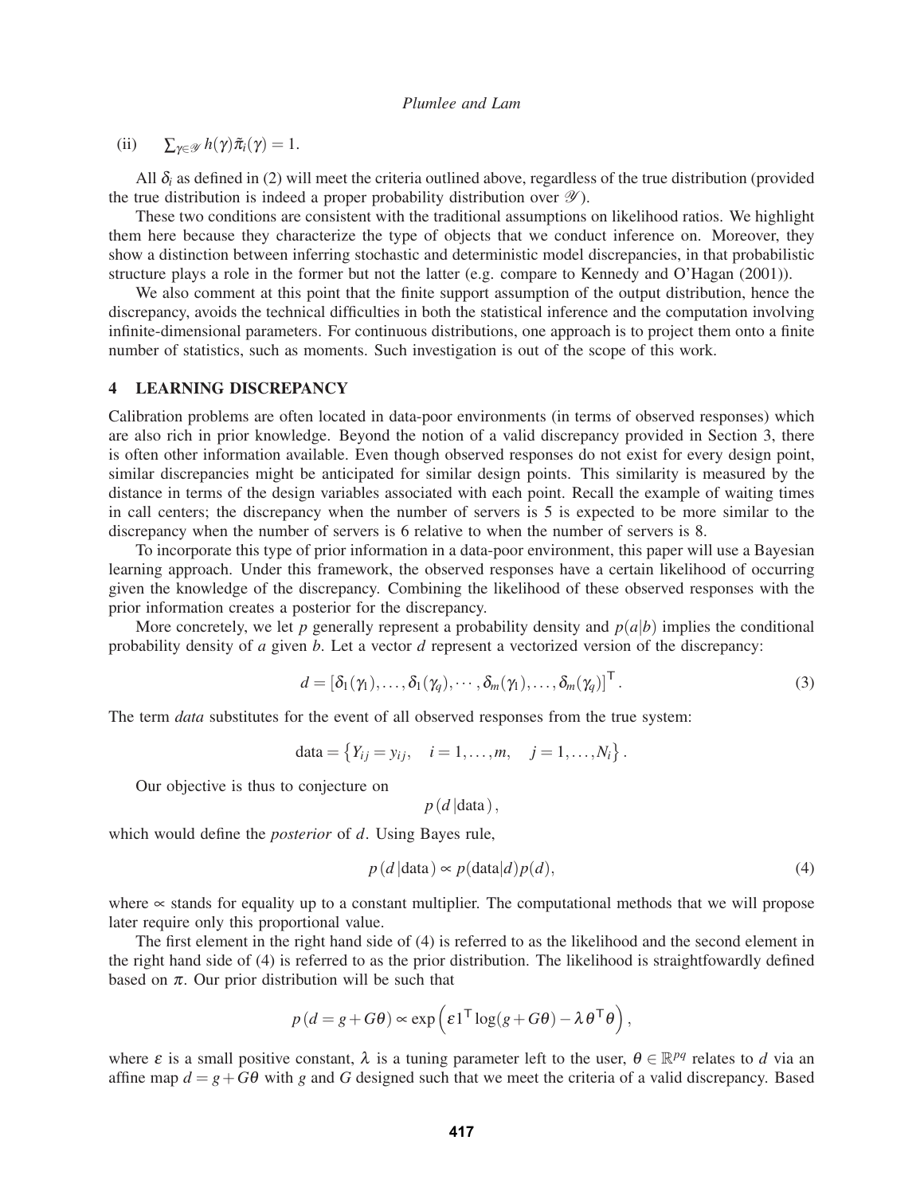(ii) $\sum_{\gamma \in \mathscr{Y}} h(\gamma)\tilde{\pi}_i(\gamma) = 1$.

All $\delta_i$ as defined in (2) will meet the criteria outlined above, regardless of the true distribution (provided the true distribution is indeed a proper probability distribution over $\mathscr{Y}$).

These two conditions are consistent with the traditional assumptions on likelihood ratios. We highlight them here because they characterize the type of objects that we conduct inference on. Moreover, they show a distinction between inferring stochastic and deterministic model discrepancies, in that probabilistic structure plays a role in the former but not the latter (e.g. compare to Kennedy and O'Hagan (2001)).

We also comment at this point that the finite support assumption of the output distribution, hence the discrepancy, avoids the technical difficulties in both the statistical inference and the computation involving infinite-dimensional parameters. For continuous distributions, one approach is to project them onto a finite number of statistics, such as moments. Such investigation is out of the scope of this work.

## 4 LEARNING DISCREPANCY

Calibration problems are often located in data-poor environments (in terms of observed responses) which are also rich in prior knowledge. Beyond the notion of a valid discrepancy provided in Section 3, there is often other information available. Even though observed responses do not exist for every design point, similar discrepancies might be anticipated for similar design points. This similarity is measured by the distance in terms of the design variables associated with each point. Recall the example of waiting times in call centers; the discrepancy when the number of servers is 5 is expected to be more similar to the discrepancy when the number of servers is 6 relative to when the number of servers is 8.

To incorporate this type of prior information in a data-poor environment, this paper will use a Bayesian learning approach. Under this framework, the observed responses have a certain likelihood of occurring given the knowledge of the discrepancy. Combining the likelihood of these observed responses with the prior information creates a posterior for the discrepancy.

More concretely, we let $p$ generally represent a probability density and $p(a|b)$ implies the conditional probability density of $a$ given $b$. Let a vector $d$ represent a vectorized version of the discrepancy:

$$d = [\delta_1(\gamma_1), \ldots, \delta_1(\gamma_q), \cdots, \delta_m(\gamma_1), \ldots, \delta_m(\gamma_q)]^\mathsf{T}. \tag{3}$$

The term *data* substitutes for the event of all observed responses from the true system:

$$\text{data} = \left\{ Y_{ij} = y_{ij}, \quad i = 1, \ldots, m, \quad j = 1, \ldots, N_i \right\}.$$

Our objective is thus to conjecture on

$$p\left(d \,|\text{data}\right),$$

which would define the *posterior* of $d$. Using Bayes rule,

$$p\left(d \,|\text{data}\right) \propto p(\text{data}|d)p(d), \tag{4}$$

where $\propto$ stands for equality up to a constant multiplier. The computational methods that we will propose later require only this proportional value.

The first element in the right hand side of (4) is referred to as the likelihood and the second element in the right hand side of (4) is referred to as the prior distribution. The likelihood is straightfowardly defined based on $\pi$. Our prior distribution will be such that

$$p\left(d = g + G\theta\right) \propto \exp\left(\varepsilon 1^\mathsf{T} \log(g + G\theta) - \lambda\, \theta^\mathsf{T}\theta\right),$$

where $\varepsilon$ is a small positive constant, $\lambda$ is a tuning parameter left to the user, $\theta \in \mathbb{R}^{pq}$ relates to $d$ via an affine map $d = g + G\theta$ with $g$ and $G$ designed such that we meet the criteria of a valid discrepancy. Based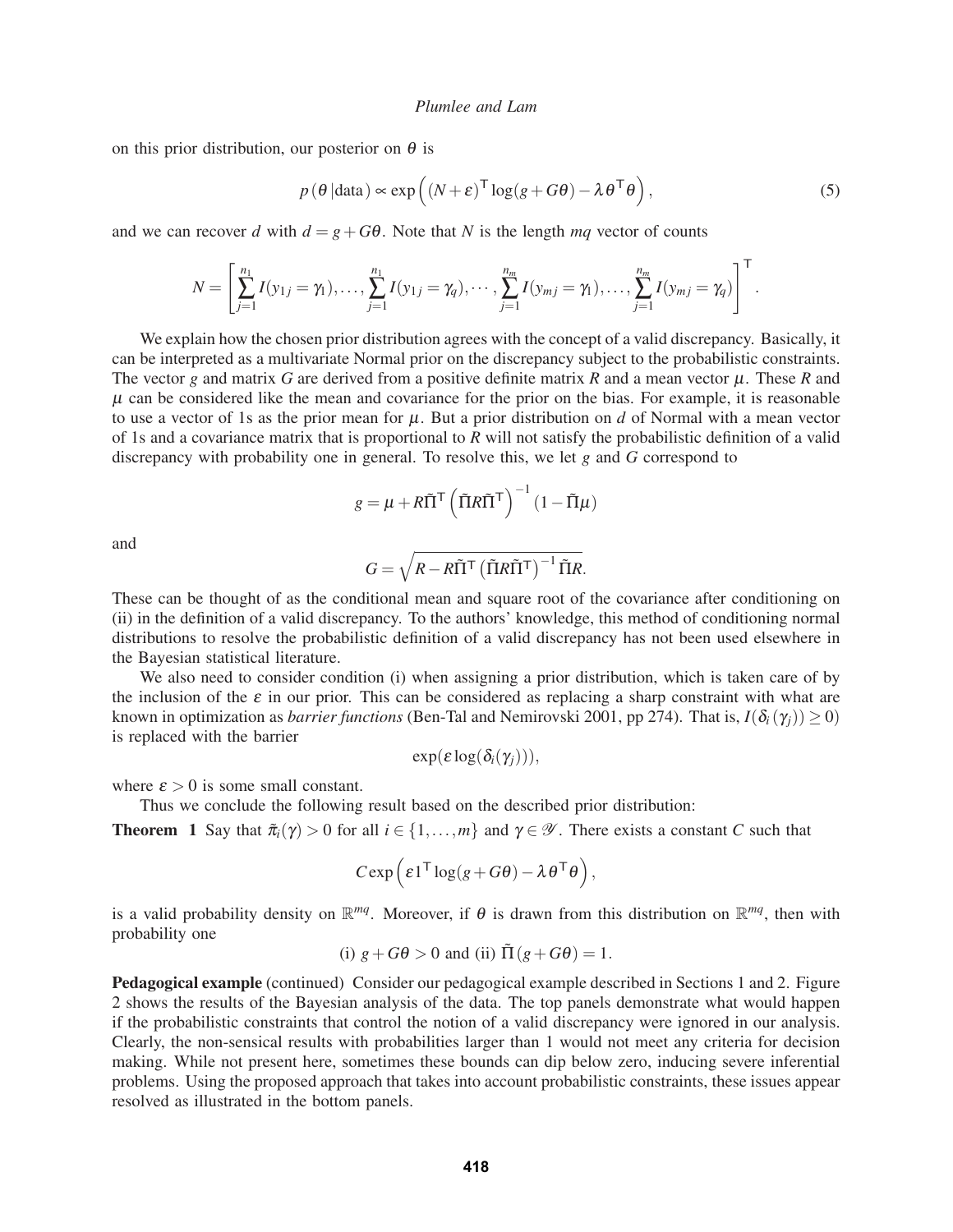on this prior distribution, our posterior on $\theta$ is

$$p(\theta\,|\text{data}) \propto \exp\left((N+\varepsilon)^{\mathsf{T}} \log(g+G\theta) - \lambda\theta^{\mathsf{T}}\theta\right), \tag{5}$$

and we can recover $d$ with $d = g + G\theta$. Note that $N$ is the length $mq$ vector of counts

$$N = \left[\sum_{j=1}^{n_1} I(y_{1j}=\gamma_1),\ldots,\sum_{j=1}^{n_1} I(y_{1j}=\gamma_q),\cdots,\sum_{j=1}^{n_m} I(y_{mj}=\gamma_1),\ldots,\sum_{j=1}^{n_m} I(y_{mj}=\gamma_q)\right]^{\mathsf{T}}.$$

We explain how the chosen prior distribution agrees with the concept of a valid discrepancy. Basically, it can be interpreted as a multivariate Normal prior on the discrepancy subject to the probabilistic constraints. The vector $g$ and matrix $G$ are derived from a positive definite matrix $R$ and a mean vector $\mu$. These $R$ and $\mu$ can be considered like the mean and covariance for the prior on the bias. For example, it is reasonable to use a vector of 1s as the prior mean for $\mu$. But a prior distribution on $d$ of Normal with a mean vector of 1s and a covariance matrix that is proportional to $R$ will not satisfy the probabilistic definition of a valid discrepancy with probability one in general. To resolve this, we let $g$ and $G$ correspond to

$$g = \mu + R\tilde{\Pi}^{\mathsf{T}}\left(\tilde{\Pi}R\tilde{\Pi}^{\mathsf{T}}\right)^{-1}(1-\tilde{\Pi}\mu)$$

and

$$G = \sqrt{R - R\tilde{\Pi}^{\mathsf{T}}\left(\tilde{\Pi}R\tilde{\Pi}^{\mathsf{T}}\right)^{-1}\tilde{\Pi}R}.$$

These can be thought of as the conditional mean and square root of the covariance after conditioning on (ii) in the definition of a valid discrepancy. To the authors' knowledge, this method of conditioning normal distributions to resolve the probabilistic definition of a valid discrepancy has not been used elsewhere in the Bayesian statistical literature.

We also need to consider condition (i) when assigning a prior distribution, which is taken care of by the inclusion of the $\varepsilon$ in our prior. This can be considered as replacing a sharp constraint with what are known in optimization as *barrier functions* (Ben-Tal and Nemirovski 2001, pp 274). That is, $I(\delta_i(\gamma_j)) \geq 0)$ is replaced with the barrier

$$\exp(\varepsilon \log(\delta_i(\gamma_j))),$$

where $\varepsilon > 0$ is some small constant.

Thus we conclude the following result based on the described prior distribution:

**Theorem 1** Say that $\tilde{\pi}_i(\gamma) > 0$ for all $i \in \{1,\ldots,m\}$ and $\gamma \in \mathscr{Y}$. There exists a constant $C$ such that

$$C\exp\left(\varepsilon 1^{\mathsf{T}}\log(g+G\theta) - \lambda\theta^{\mathsf{T}}\theta\right),$$

is a valid probability density on $\mathbb{R}^{mq}$. Moreover, if $\theta$ is drawn from this distribution on $\mathbb{R}^{mq}$, then with probability one

$$\text{(i) } g+G\theta > 0 \text{ and (ii) } \tilde{\Pi}(g+G\theta) = 1.$$

**Pedagogical example** (continued) Consider our pedagogical example described in Sections 1 and 2. Figure 2 shows the results of the Bayesian analysis of the data. The top panels demonstrate what would happen if the probabilistic constraints that control the notion of a valid discrepancy were ignored in our analysis. Clearly, the non-sensical results with probabilities larger than 1 would not meet any criteria for decision making. While not present here, sometimes these bounds can dip below zero, inducing severe inferential problems. Using the proposed approach that takes into account probabilistic constraints, these issues appear resolved as illustrated in the bottom panels.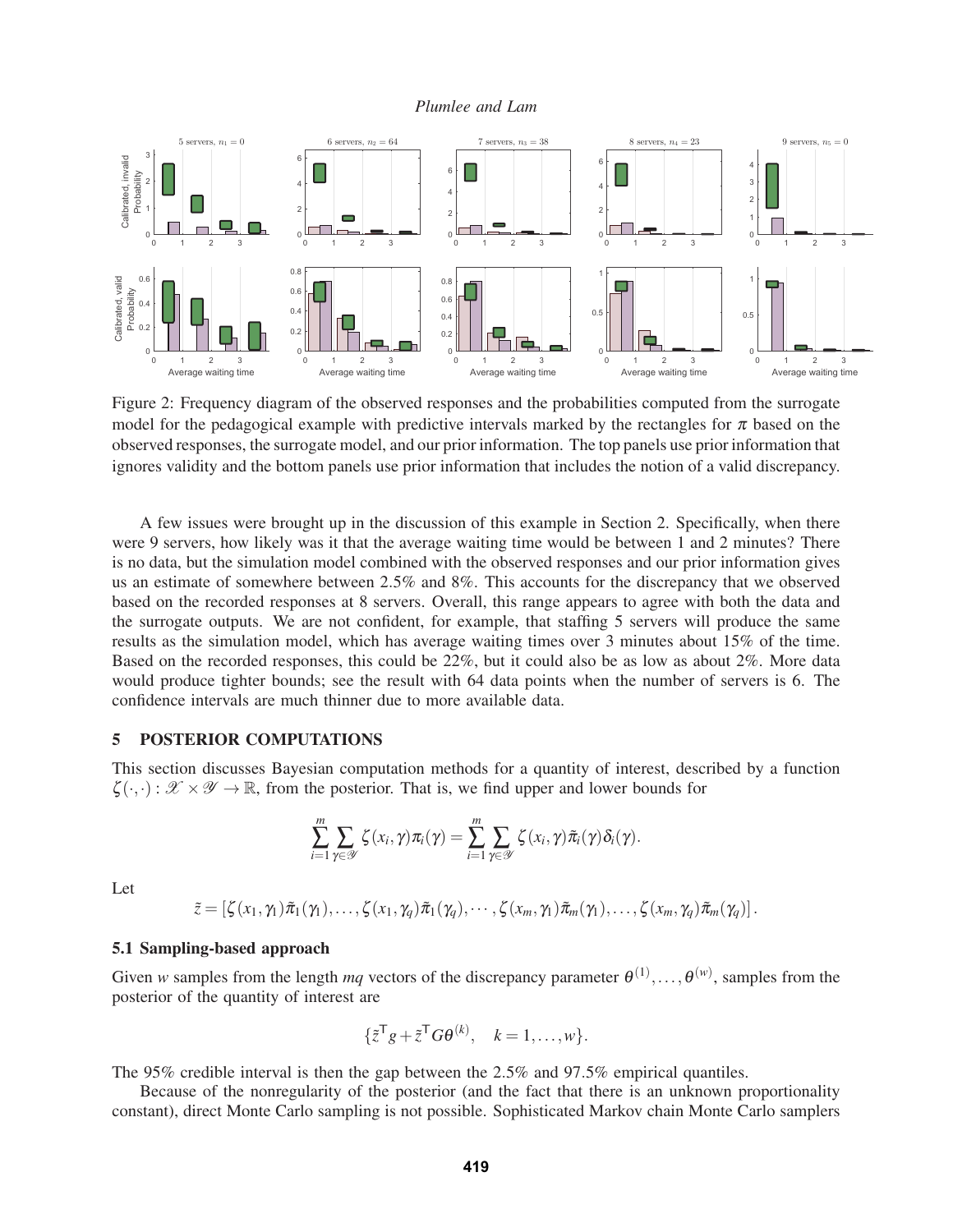Figure 2: Frequency diagram of the observed responses and the probabilities computed from the surrogate model for the pedagogical example with predictive intervals marked by the rectangles for $\pi$ based on the observed responses, the surrogate model, and our prior information. The top panels use prior information that ignores validity and the bottom panels use prior information that includes the notion of a valid discrepancy.

A few issues were brought up in the discussion of this example in Section 2. Specifically, when there were 9 servers, how likely was it that the average waiting time would be between 1 and 2 minutes? There is no data, but the simulation model combined with the observed responses and our prior information gives us an estimate of somewhere between 2.5% and 8%. This accounts for the discrepancy that we observed based on the recorded responses at 8 servers. Overall, this range appears to agree with both the data and the surrogate outputs. We are not confident, for example, that staffing 5 servers will produce the same results as the simulation model, which has average waiting times over 3 minutes about 15% of the time. Based on the recorded responses, this could be 22%, but it could also be as low as about 2%. More data would produce tighter bounds; see the result with 64 data points when the number of servers is 6. The confidence intervals are much thinner due to more available data.

## 5 POSTERIOR COMPUTATIONS

This section discusses Bayesian computation methods for a quantity of interest, described by a function $\zeta(\cdot,\cdot) : \mathscr{X} \times \mathscr{Y} \to \mathbb{R}$, from the posterior. That is, we find upper and lower bounds for

$$\sum_{i=1}^{m} \sum_{\gamma \in \mathscr{Y}} \zeta(x_i, \gamma) \pi_i(\gamma) = \sum_{i=1}^{m} \sum_{\gamma \in \mathscr{Y}} \zeta(x_i, \gamma) \tilde{\pi}_i(\gamma) \delta_i(\gamma).$$

Let

$$\tilde{z} = \left[ \zeta(x_1, \gamma_1) \tilde{\pi}_1(\gamma_1), \ldots, \zeta(x_1, \gamma_q) \tilde{\pi}_1(\gamma_q), \cdots, \zeta(x_m, \gamma_1) \tilde{\pi}_m(\gamma_1), \ldots, \zeta(x_m, \gamma_q) \tilde{\pi}_m(\gamma_q) \right].$$

### 5.1 Sampling-based approach

Given $w$ samples from the length $mq$ vectors of the discrepancy parameter $\theta^{(1)}, \ldots, \theta^{(w)}$, samples from the posterior of the quantity of interest are

$$\{ \tilde{z}^{\mathsf{T}} g + \tilde{z}^{\mathsf{T}} G \theta^{(k)}, \quad k = 1, \ldots, w \}.$$

The 95% credible interval is then the gap between the 2.5% and 97.5% empirical quantiles.

Because of the nonregularity of the posterior (and the fact that there is an unknown proportionality constant), direct Monte Carlo sampling is not possible. Sophisticated Markov chain Monte Carlo samplers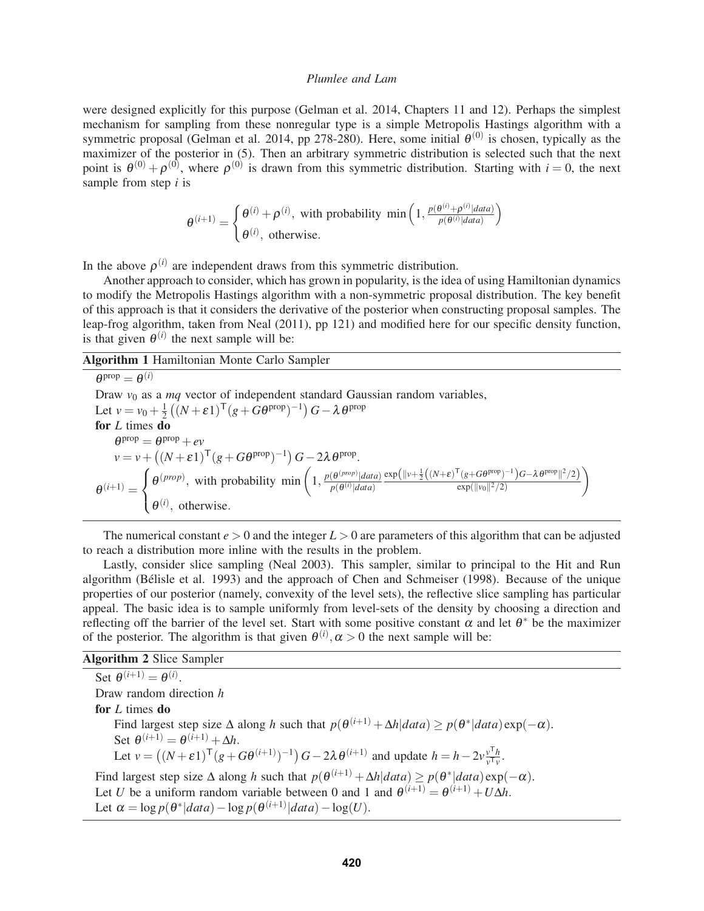were designed explicitly for this purpose (Gelman et al. 2014, Chapters 11 and 12). Perhaps the simplest mechanism for sampling from these nonregular type is a simple Metropolis Hastings algorithm with a symmetric proposal (Gelman et al. 2014, pp 278-280). Here, some initial $\theta^{(0)}$ is chosen, typically as the maximizer of the posterior in (5). Then an arbitrary symmetric distribution is selected such that the next point is $\theta^{(0)} + \rho^{(0)}$, where $\rho^{(0)}$ is drawn from this symmetric distribution. Starting with $i = 0$, the next sample from step $i$ is

$$\theta^{(i+1)} = \begin{cases} \theta^{(i)} + \rho^{(i)}, \text{ with probability } \min\left(1, \frac{p(\theta^{(i)}+\rho^{(i)}|data)}{p(\theta^{(i)}|data)}\right) \\ \theta^{(i)}, \text{ otherwise.} \end{cases}$$

In the above $\rho^{(i)}$ are independent draws from this symmetric distribution.

Another approach to consider, which has grown in popularity, is the idea of using Hamiltonian dynamics to modify the Metropolis Hastings algorithm with a non-symmetric proposal distribution. The key benefit of this approach is that it considers the derivative of the posterior when constructing proposal samples. The leap-frog algorithm, taken from Neal (2011), pp 121) and modified here for our specific density function, is that given $\theta^{(i)}$ the next sample will be:

**Algorithm 1** Hamiltonian Monte Carlo Sampler

$\theta^{\text{prop}} = \theta^{(i)}$

Draw $v_0$ as a $mq$ vector of independent standard Gaussian random variables,

Let $v = v_0 + \frac{1}{2}\left((N+\varepsilon 1)^{\mathsf{T}}(g + G\theta^{\text{prop}})^{-1}\right)G - \lambda\theta^{\text{prop}}$

**for** $L$ times **do**

  $\theta^{\text{prop}} = \theta^{\text{prop}} + ev$

  $v = v + \left((N+\varepsilon 1)^{\mathsf{T}}(g + G\theta^{\text{prop}})^{-1}\right)G - 2\lambda\theta^{\text{prop}}$.

$$\theta^{(i+1)} = \begin{cases} \theta^{(prop)}, \text{ with probability } \min\left(1, \frac{p(\theta^{(prop)}|data)}{p(\theta^{(i)}|data)} \frac{\exp\left(\|v+\frac{1}{2}\left((N+\varepsilon)^{\mathsf{T}}(g+G\theta^{\text{prop}})^{-1}\right)G-\lambda\theta^{\text{prop}}\|^2/2\right)}{\exp(\|v_0\|^2/2)}\right) \\ \theta^{(i)}, \text{ otherwise.} \end{cases}$$

The numerical constant $e > 0$ and the integer $L > 0$ are parameters of this algorithm that can be adjusted to reach a distribution more inline with the results in the problem.

Lastly, consider slice sampling (Neal 2003). This sampler, similar to principal to the Hit and Run algorithm (Bélisle et al. 1993) and the approach of Chen and Schmeiser (1998). Because of the unique properties of our posterior (namely, convexity of the level sets), the reflective slice sampling has particular appeal. The basic idea is to sample uniformly from level-sets of the density by choosing a direction and reflecting off the barrier of the level set. Start with some positive constant $\alpha$ and let $\theta^*$ be the maximizer of the posterior. The algorithm is that given $\theta^{(i)}, \alpha > 0$ the next sample will be:

**Algorithm 2** Slice Sampler

Set $\theta^{(i+1)} = \theta^{(i)}$.

Draw random direction $h$

**for** $L$ times **do**

  Find largest step size $\Delta$ along $h$ such that $p(\theta^{(i+1)} + \Delta h|data) \geq p(\theta^*|data)\exp(-\alpha)$.

  Set $\theta^{(i+1)} = \theta^{(i+1)} + \Delta h$.

  Let $v = \left((N+\varepsilon 1)^{\mathsf{T}}(g + G\theta^{(i+1)})^{-1}\right)G - 2\lambda\theta^{(i+1)}$ and update $h = h - 2v\frac{v^{\mathsf{T}}h}{v^{\mathsf{T}}v}$.

Find largest step size $\Delta$ along $h$ such that $p(\theta^{(i+1)} + \Delta h|data) \geq p(\theta^*|data)\exp(-\alpha)$.

Let $U$ be a uniform random variable between 0 and 1 and $\theta^{(i+1)} = \theta^{(i+1)} + U\Delta h$.

Let $\alpha = \log p(\theta^*|data) - \log p(\theta^{(i+1)}|data) - \log(U)$.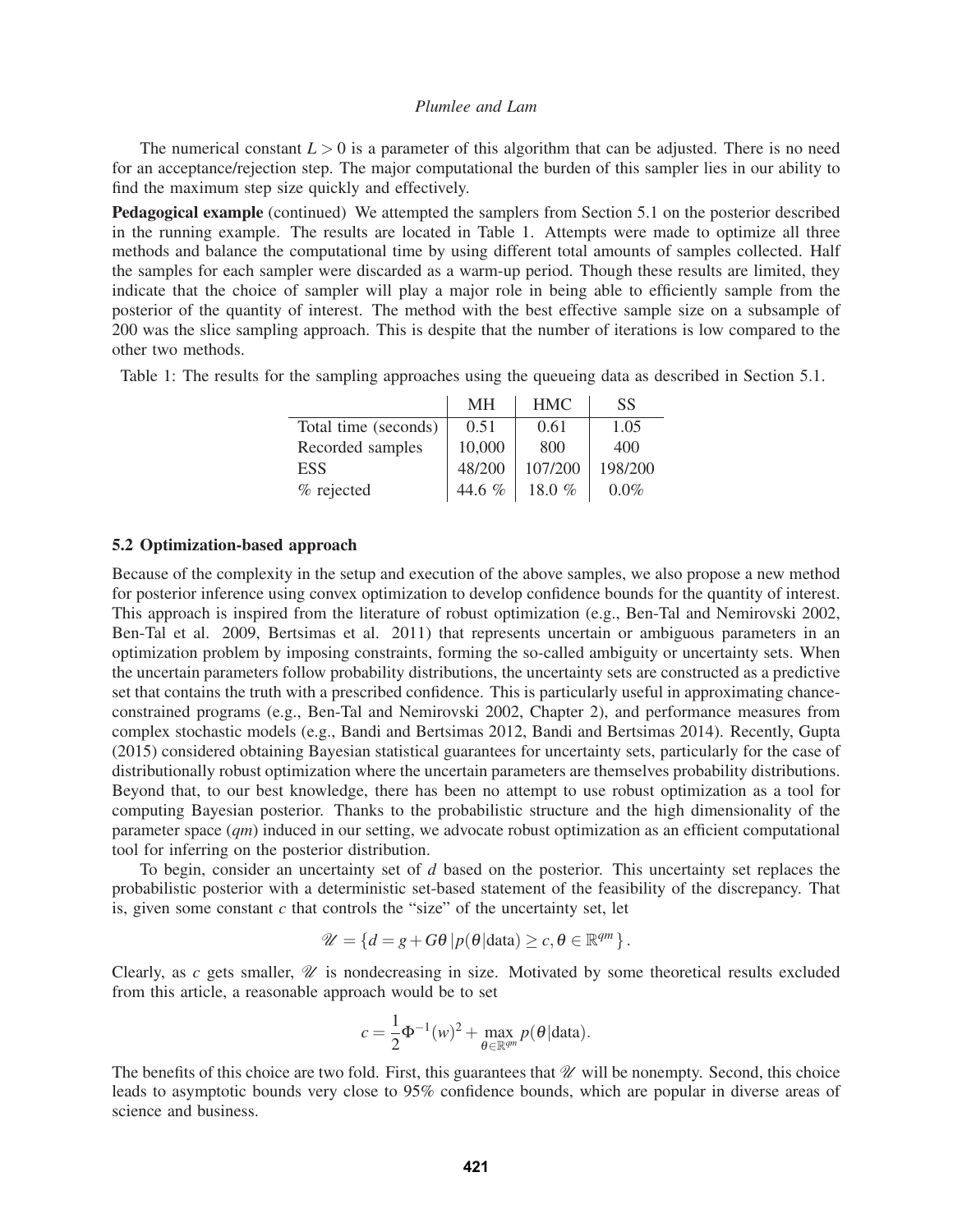The numerical constant $L > 0$ is a parameter of this algorithm that can be adjusted. There is no need for an acceptance/rejection step. The major computational the burden of this sampler lies in our ability to find the maximum step size quickly and effectively.

**Pedagogical example** (continued) We attempted the samplers from Section 5.1 on the posterior described in the running example. The results are located in Table 1. Attempts were made to optimize all three methods and balance the computational time by using different total amounts of samples collected. Half the samples for each sampler were discarded as a warm-up period. Though these results are limited, they indicate that the choice of sampler will play a major role in being able to efficiently sample from the posterior of the quantity of interest. The method with the best effective sample size on a subsample of 200 was the slice sampling approach. This is despite that the number of iterations is low compared to the other two methods.

Table 1: The results for the sampling approaches using the queueing data as described in Section 5.1.

| | MH | HMC | SS |
|---|---|---|---|
| Total time (seconds) | 0.51 | 0.61 | 1.05 |
| Recorded samples | 10,000 | 800 | 400 |
| ESS | 48/200 | 107/200 | 198/200 |
| % rejected | 44.6 % | 18.0 % | 0.0% |

### 5.2 Optimization-based approach

Because of the complexity in the setup and execution of the above samples, we also propose a new method for posterior inference using convex optimization to develop confidence bounds for the quantity of interest. This approach is inspired from the literature of robust optimization (e.g., Ben-Tal and Nemirovski 2002, Ben-Tal et al. 2009, Bertsimas et al. 2011) that represents uncertain or ambiguous parameters in an optimization problem by imposing constraints, forming the so-called ambiguity or uncertainty sets. When the uncertain parameters follow probability distributions, the uncertainty sets are constructed as a predictive set that contains the truth with a prescribed confidence. This is particularly useful in approximating chance-constrained programs (e.g., Ben-Tal and Nemirovski 2002, Chapter 2), and performance measures from complex stochastic models (e.g., Bandi and Bertsimas 2012, Bandi and Bertsimas 2014). Recently, Gupta (2015) considered obtaining Bayesian statistical guarantees for uncertainty sets, particularly for the case of distributionally robust optimization where the uncertain parameters are themselves probability distributions. Beyond that, to our best knowledge, there has been no attempt to use robust optimization as a tool for computing Bayesian posterior. Thanks to the probabilistic structure and the high dimensionality of the parameter space ($qm$) induced in our setting, we advocate robust optimization as an efficient computational tool for inferring on the posterior distribution.

To begin, consider an uncertainty set of $d$ based on the posterior. This uncertainty set replaces the probabilistic posterior with a deterministic set-based statement of the feasibility of the discrepancy. That is, given some constant $c$ that controls the "size" of the uncertainty set, let

$$\mathscr{U} = \left\{ d = g + G\theta \,|\, p(\theta|\text{data}) \geq c, \theta \in \mathbb{R}^{qm} \right\}.$$

Clearly, as $c$ gets smaller, $\mathscr{U}$ is nondecreasing in size. Motivated by some theoretical results excluded from this article, a reasonable approach would be to set

$$c = \frac{1}{2}\Phi^{-1}(w)^2 + \max_{\theta \in \mathbb{R}^{qm}} p(\theta|\text{data}).$$

The benefits of this choice are two fold. First, this guarantees that $\mathscr{U}$ will be nonempty. Second, this choice leads to asymptotic bounds very close to 95% confidence bounds, which are popular in diverse areas of science and business.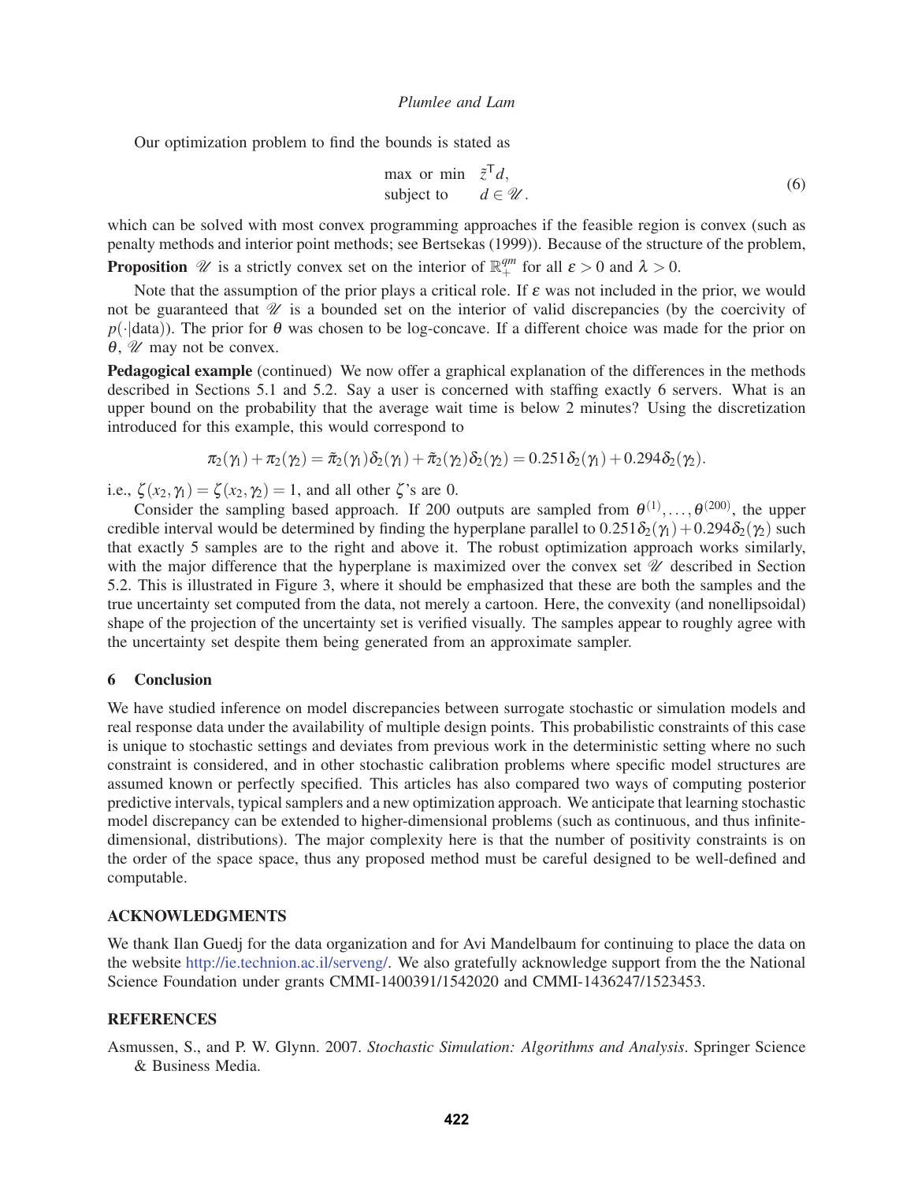Our optimization problem to find the bounds is stated as

$$
\begin{aligned}
&\max \text{ or } \min \quad \tilde{z}^{\mathsf{T}} d, \\
&\text{subject to} \qquad d \in \mathscr{U}.
\end{aligned}
\tag{6}
$$

which can be solved with most convex programming approaches if the feasible region is convex (such as penalty methods and interior point methods; see Bertsekas (1999)). Because of the structure of the problem,

**Proposition** $\mathscr{U}$ is a strictly convex set on the interior of $\mathbb{R}_{+}^{qm}$ for all $\varepsilon > 0$ and $\lambda > 0$.

Note that the assumption of the prior plays a critical role. If $\varepsilon$ was not included in the prior, we would not be guaranteed that $\mathscr{U}$ is a bounded set on the interior of valid discrepancies (by the coercivity of $p(\cdot|\text{data})$). The prior for $\theta$ was chosen to be log-concave. If a different choice was made for the prior on $\theta$, $\mathscr{U}$ may not be convex.

**Pedagogical example** (continued) We now offer a graphical explanation of the differences in the methods described in Sections 5.1 and 5.2. Say a user is concerned with staffing exactly 6 servers. What is an upper bound on the probability that the average wait time is below 2 minutes? Using the discretization introduced for this example, this would correspond to

$$
\pi_2(\gamma_1) + \pi_2(\gamma_2) = \tilde{\pi}_2(\gamma_1)\delta_2(\gamma_1) + \tilde{\pi}_2(\gamma_2)\delta_2(\gamma_2) = 0.251\delta_2(\gamma_1) + 0.294\delta_2(\gamma_2).
$$

i.e., $\zeta(x_2, \gamma_1) = \zeta(x_2, \gamma_2) = 1$, and all other $\zeta$'s are 0.

Consider the sampling based approach. If 200 outputs are sampled from $\theta^{(1)}, \ldots, \theta^{(200)}$, the upper credible interval would be determined by finding the hyperplane parallel to $0.251\delta_2(\gamma_1) + 0.294\delta_2(\gamma_2)$ such that exactly 5 samples are to the right and above it. The robust optimization approach works similarly, with the major difference that the hyperplane is maximized over the convex set $\mathscr{U}$ described in Section 5.2. This is illustrated in Figure 3, where it should be emphasized that these are both the samples and the true uncertainty set computed from the data, not merely a cartoon. Here, the convexity (and nonellipsoidal) shape of the projection of the uncertainty set is verified visually. The samples appear to roughly agree with the uncertainty set despite them being generated from an approximate sampler.

## 6 Conclusion

We have studied inference on model discrepancies between surrogate stochastic or simulation models and real response data under the availability of multiple design points. This probabilistic constraints of this case is unique to stochastic settings and deviates from previous work in the deterministic setting where no such constraint is considered, and in other stochastic calibration problems where specific model structures are assumed known or perfectly specified. This articles has also compared two ways of computing posterior predictive intervals, typical samplers and a new optimization approach. We anticipate that learning stochastic model discrepancy can be extended to higher-dimensional problems (such as continuous, and thus infinite-dimensional, distributions). The major complexity here is that the number of positivity constraints is on the order of the space space, thus any proposed method must be careful designed to be well-defined and computable.

## ACKNOWLEDGMENTS

We thank Ilan Guedj for the data organization and for Avi Mandelbaum for continuing to place the data on the website http://ie.technion.ac.il/serveng/. We also gratefully acknowledge support from the the National Science Foundation under grants CMMI-1400391/1542020 and CMMI-1436247/1523453.

## REFERENCES

Asmussen, S., and P. W. Glynn. 2007. *Stochastic Simulation: Algorithms and Analysis*. Springer Science & Business Media.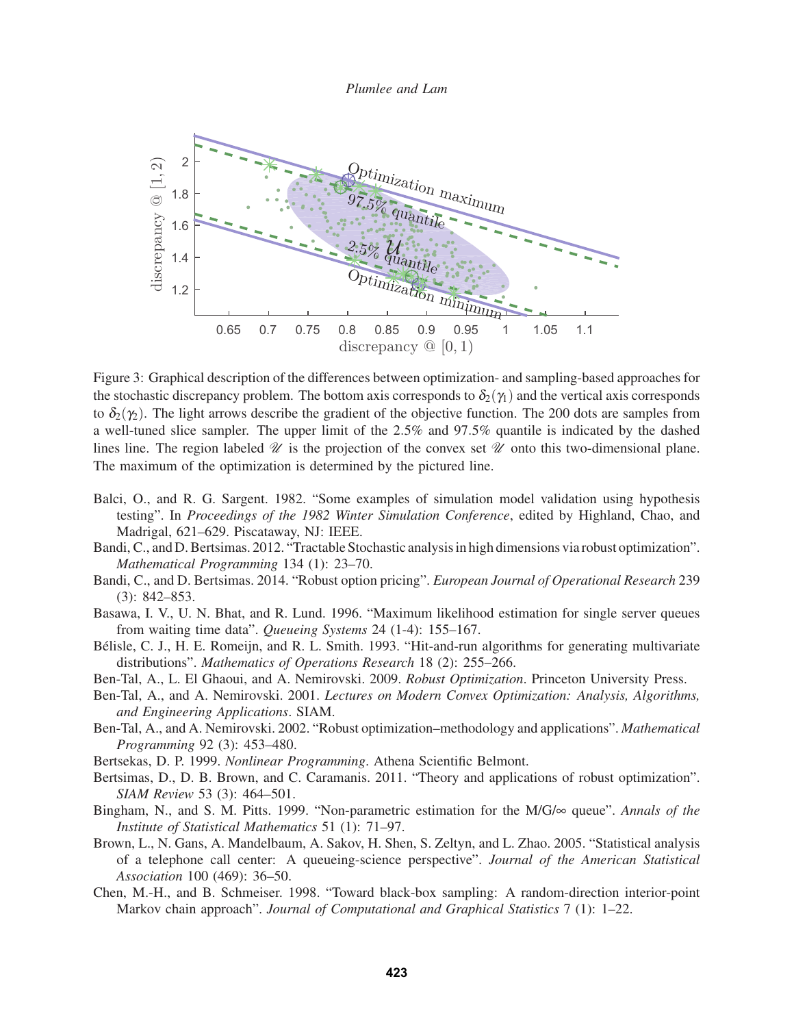Figure 3: Graphical description of the differences between optimization- and sampling-based approaches for the stochastic discrepancy problem. The bottom axis corresponds to $\delta_2(\gamma_1)$ and the vertical axis corresponds to $\delta_2(\gamma_2)$. The light arrows describe the gradient of the objective function. The 200 dots are samples from a well-tuned slice sampler. The upper limit of the 2.5% and 97.5% quantile is indicated by the dashed lines line. The region labeled $\mathscr{U}$ is the projection of the convex set $\mathscr{U}$ onto this two-dimensional plane. The maximum of the optimization is determined by the pictured line.

Balci, O., and R. G. Sargent. 1982. "Some examples of simulation model validation using hypothesis testing". In *Proceedings of the 1982 Winter Simulation Conference*, edited by Highland, Chao, and Madrigal, 621–629. Piscataway, NJ: IEEE.

Bandi, C., and D. Bertsimas. 2012. "Tractable Stochastic analysis in high dimensions via robust optimization". *Mathematical Programming* 134 (1): 23–70.

Bandi, C., and D. Bertsimas. 2014. "Robust option pricing". *European Journal of Operational Research* 239 (3): 842–853.

Basawa, I. V., U. N. Bhat, and R. Lund. 1996. "Maximum likelihood estimation for single server queues from waiting time data". *Queueing Systems* 24 (1-4): 155–167.

Bélisle, C. J., H. E. Romeijn, and R. L. Smith. 1993. "Hit-and-run algorithms for generating multivariate distributions". *Mathematics of Operations Research* 18 (2): 255–266.

Ben-Tal, A., L. El Ghaoui, and A. Nemirovski. 2009. *Robust Optimization*. Princeton University Press.

Ben-Tal, A., and A. Nemirovski. 2001. *Lectures on Modern Convex Optimization: Analysis, Algorithms, and Engineering Applications*. SIAM.

Ben-Tal, A., and A. Nemirovski. 2002. "Robust optimization–methodology and applications". *Mathematical Programming* 92 (3): 453–480.

Bertsekas, D. P. 1999. *Nonlinear Programming*. Athena Scientific Belmont.

Bertsimas, D., D. B. Brown, and C. Caramanis. 2011. "Theory and applications of robust optimization". *SIAM Review* 53 (3): 464–501.

Bingham, N., and S. M. Pitts. 1999. "Non-parametric estimation for the M/G/∞ queue". *Annals of the Institute of Statistical Mathematics* 51 (1): 71–97.

Brown, L., N. Gans, A. Mandelbaum, A. Sakov, H. Shen, S. Zeltyn, and L. Zhao. 2005. "Statistical analysis of a telephone call center: A queueing-science perspective". *Journal of the American Statistical Association* 100 (469): 36–50.

Chen, M.-H., and B. Schmeiser. 1998. "Toward black-box sampling: A random-direction interior-point Markov chain approach". *Journal of Computational and Graphical Statistics* 7 (1): 1–22.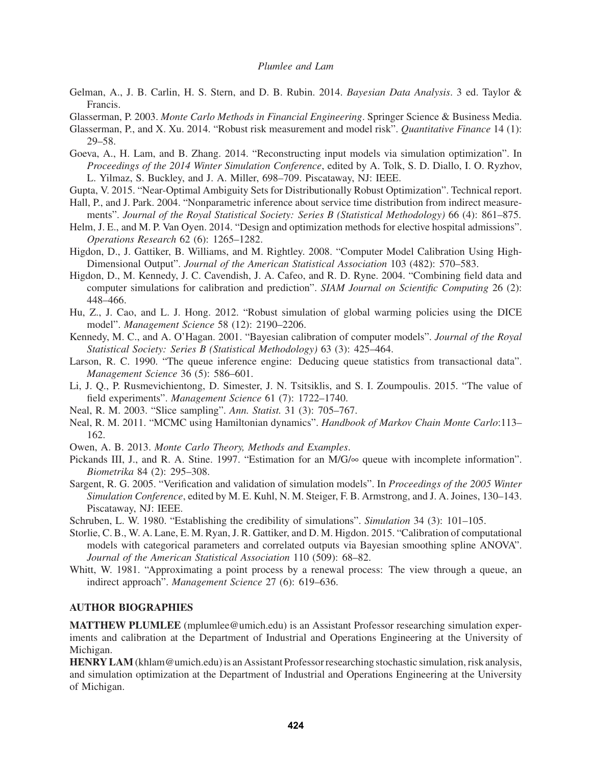Gelman, A., J. B. Carlin, H. S. Stern, and D. B. Rubin. 2014. *Bayesian Data Analysis*. 3 ed. Taylor & Francis.

Glasserman, P. 2003. *Monte Carlo Methods in Financial Engineering*. Springer Science & Business Media.

Glasserman, P., and X. Xu. 2014. "Robust risk measurement and model risk". *Quantitative Finance* 14 (1): 29–58.

Goeva, A., H. Lam, and B. Zhang. 2014. "Reconstructing input models via simulation optimization". In *Proceedings of the 2014 Winter Simulation Conference*, edited by A. Tolk, S. D. Diallo, I. O. Ryzhov, L. Yilmaz, S. Buckley, and J. A. Miller, 698–709. Piscataway, NJ: IEEE.

Gupta, V. 2015. "Near-Optimal Ambiguity Sets for Distributionally Robust Optimization". Technical report.

Hall, P., and J. Park. 2004. "Nonparametric inference about service time distribution from indirect measurements". *Journal of the Royal Statistical Society: Series B (Statistical Methodology)* 66 (4): 861–875.

Helm, J. E., and M. P. Van Oyen. 2014. "Design and optimization methods for elective hospital admissions". *Operations Research* 62 (6): 1265–1282.

Higdon, D., J. Gattiker, B. Williams, and M. Rightley. 2008. "Computer Model Calibration Using High-Dimensional Output". *Journal of the American Statistical Association* 103 (482): 570–583.

Higdon, D., M. Kennedy, J. C. Cavendish, J. A. Cafeo, and R. D. Ryne. 2004. "Combining field data and computer simulations for calibration and prediction". *SIAM Journal on Scientific Computing* 26 (2): 448–466.

Hu, Z., J. Cao, and L. J. Hong. 2012. "Robust simulation of global warming policies using the DICE model". *Management Science* 58 (12): 2190–2206.

Kennedy, M. C., and A. O'Hagan. 2001. "Bayesian calibration of computer models". *Journal of the Royal Statistical Society: Series B (Statistical Methodology)* 63 (3): 425–464.

Larson, R. C. 1990. "The queue inference engine: Deducing queue statistics from transactional data". *Management Science* 36 (5): 586–601.

Li, J. Q., P. Rusmevichientong, D. Simester, J. N. Tsitsiklis, and S. I. Zoumpoulis. 2015. "The value of field experiments". *Management Science* 61 (7): 1722–1740.

Neal, R. M. 2003. "Slice sampling". *Ann. Statist.* 31 (3): 705–767.

Neal, R. M. 2011. "MCMC using Hamiltonian dynamics". *Handbook of Markov Chain Monte Carlo*:113–162.

Owen, A. B. 2013. *Monte Carlo Theory, Methods and Examples*.

Pickands III, J., and R. A. Stine. 1997. "Estimation for an M/G/∞ queue with incomplete information". *Biometrika* 84 (2): 295–308.

Sargent, R. G. 2005. "Verification and validation of simulation models". In *Proceedings of the 2005 Winter Simulation Conference*, edited by M. E. Kuhl, N. M. Steiger, F. B. Armstrong, and J. A. Joines, 130–143. Piscataway, NJ: IEEE.

Schruben, L. W. 1980. "Establishing the credibility of simulations". *Simulation* 34 (3): 101–105.

Storlie, C. B., W. A. Lane, E. M. Ryan, J. R. Gattiker, and D. M. Higdon. 2015. "Calibration of computational models with categorical parameters and correlated outputs via Bayesian smoothing spline ANOVA". *Journal of the American Statistical Association* 110 (509): 68–82.

Whitt, W. 1981. "Approximating a point process by a renewal process: The view through a queue, an indirect approach". *Management Science* 27 (6): 619–636.

## AUTHOR BIOGRAPHIES

**MATTHEW PLUMLEE** (mplumlee@umich.edu) is an Assistant Professor researching simulation experiments and calibration at the Department of Industrial and Operations Engineering at the University of Michigan.

**HENRY LAM** (khlam@umich.edu) is an Assistant Professor researching stochastic simulation, risk analysis, and simulation optimization at the Department of Industrial and Operations Engineering at the University of Michigan.